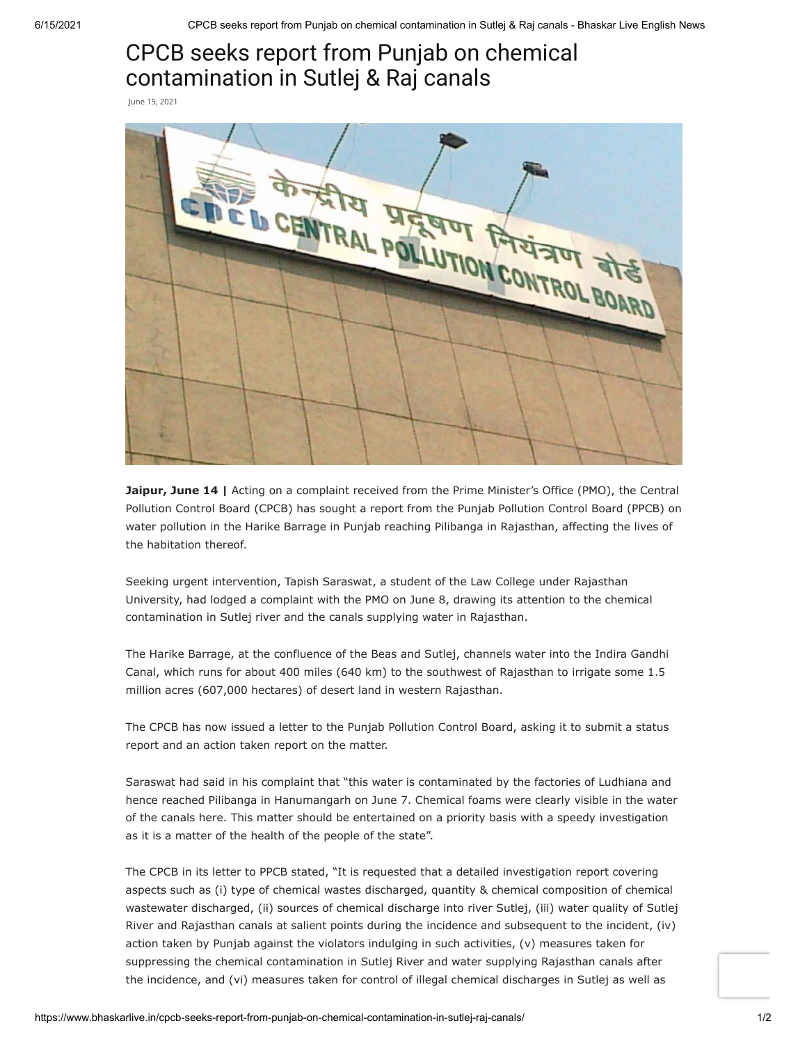# CPCB seeks report from Punjab on chemical contamination in Sutlej & Raj canals

June 15, 2021

**Jaipur, June 14 |** Acting on a complaint received from the Prime Minister's Office (PMO), the Central Pollution Control Board (CPCB) has sought a report from the Punjab Pollution Control Board (PPCB) on water pollution in the Harike Barrage in Punjab reaching Pilibanga in Rajasthan, affecting the lives of the habitation thereof.

Seeking urgent intervention, Tapish Saraswat, a student of the Law College under Rajasthan University, had lodged a complaint with the PMO on June 8, drawing its attention to the chemical contamination in Sutlej river and the canals supplying water in Rajasthan.

The Harike Barrage, at the confluence of the Beas and Sutlej, channels water into the Indira Gandhi Canal, which runs for about 400 miles (640 km) to the southwest of Rajasthan to irrigate some 1.5 million acres (607,000 hectares) of desert land in western Rajasthan.

The CPCB has now issued a letter to the Punjab Pollution Control Board, asking it to submit a status report and an action taken report on the matter.

Saraswat had said in his complaint that "this water is contaminated by the factories of Ludhiana and hence reached Pilibanga in Hanumangarh on June 7. Chemical foams were clearly visible in the water of the canals here. This matter should be entertained on a priority basis with a speedy investigation as it is a matter of the health of the people of the state".

The CPCB in its letter to PPCB stated, "It is requested that a detailed investigation report covering aspects such as (i) type of chemical wastes discharged, quantity & chemical composition of chemical wastewater discharged, (ii) sources of chemical discharge into river Sutlej, (iii) water quality of Sutlej River and Rajasthan canals at salient points during the incidence and subsequent to the incident, (iv) action taken by Punjab against the violators indulging in such activities, (v) measures taken for suppressing the chemical contamination in Sutlej River and water supplying Rajasthan canals after the incidence, and (vi) measures taken for control of illegal chemical discharges in Sutlej as well as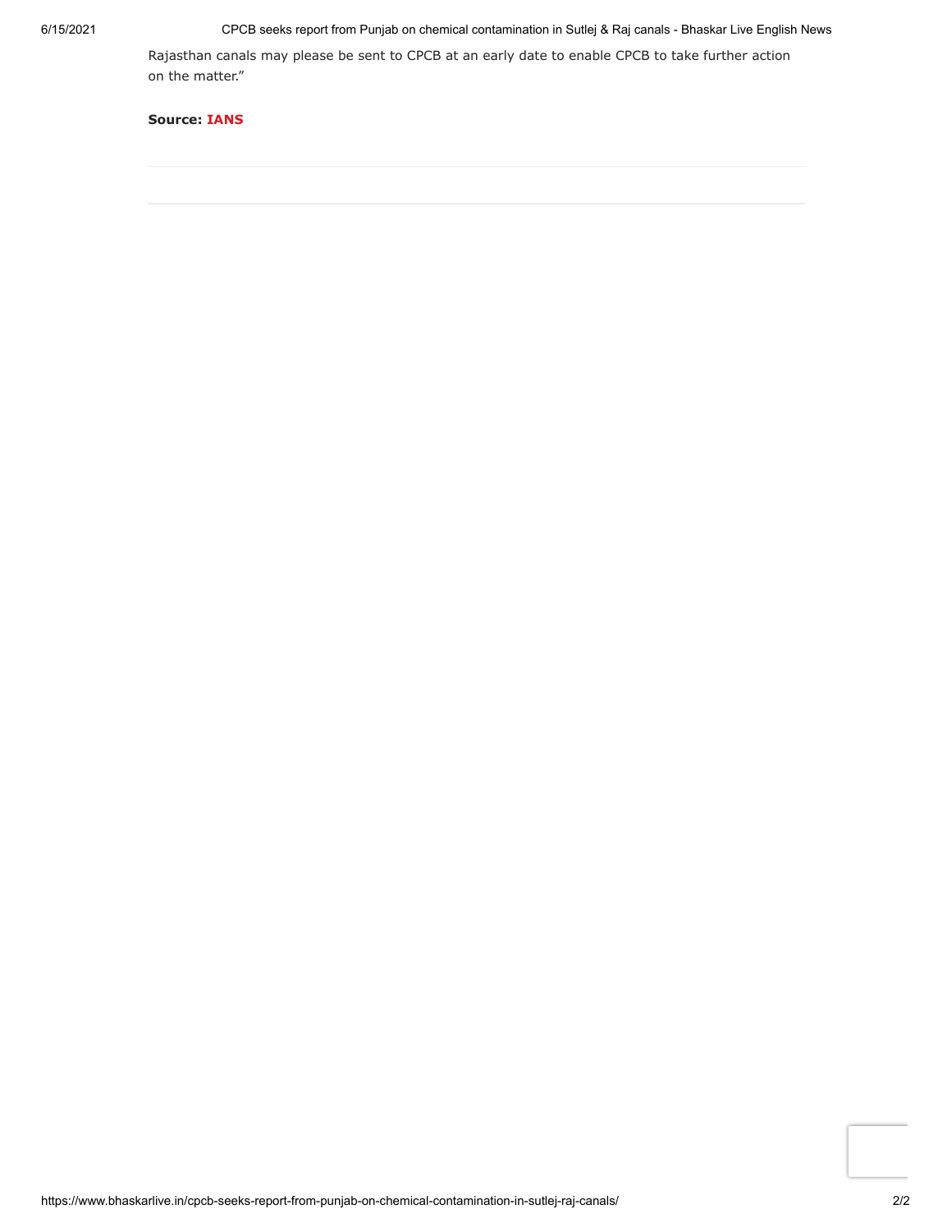Rajasthan canals may please be sent to CPCB at an early date to enable CPCB to take further action on the matter."

**Source: IANS**